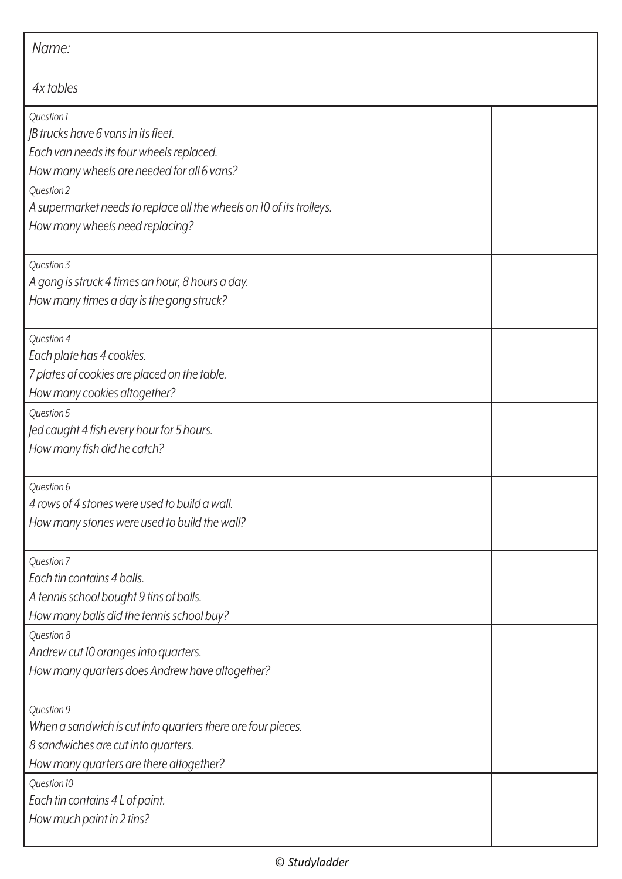*Name:*

*4x tables*

| Question | Answer |
|---|---|
| *Question 1*<br>*JB trucks have 6 vans in its fleet.*<br>*Each van needs its four wheels replaced.*<br>*How many wheels are needed for all 6 vans?* | |
| *Question 2*<br>*A supermarket needs to replace all the wheels on 10 of its trolleys.*<br>*How many wheels need replacing?* | |
| *Question 3*<br>*A gong is struck 4 times an hour, 8 hours a day.*<br>*How many times a day is the gong struck?* | |
| *Question 4*<br>*Each plate has 4 cookies.*<br>*7 plates of cookies are placed on the table.*<br>*How many cookies altogether?* | |
| *Question 5*<br>*Jed caught 4 fish every hour for 5 hours.*<br>*How many fish did he catch?* | |
| *Question 6*<br>*4 rows of 4 stones were used to build a wall.*<br>*How many stones were used to build the wall?* | |
| *Question 7*<br>*Each tin contains 4 balls.*<br>*A tennis school bought 9 tins of balls.*<br>*How many balls did the tennis school buy?* | |
| *Question 8*<br>*Andrew cut 10 oranges into quarters.*<br>*How many quarters does Andrew have altogether?* | |
| *Question 9*<br>*When a sandwich is cut into quarters there are four pieces.*<br>*8 sandwiches are cut into quarters.*<br>*How many quarters are there altogether?* | |
| *Question 10*<br>*Each tin contains 4 L of paint.*<br>*How much paint in 2 tins?* | |

*© Studyladder*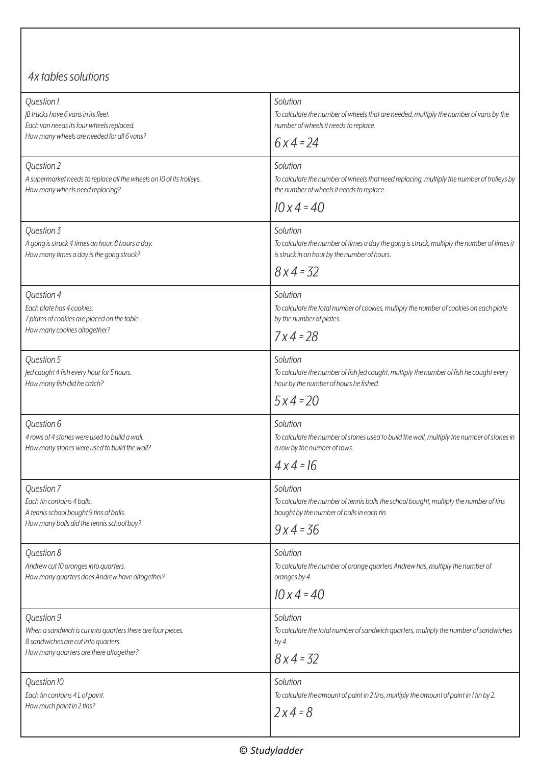# 4x tables solutions

| | |
|---|---|
| Question 1<br>JB trucks have 6 vans in its fleet.<br>Each van needs its four wheels replaced.<br>How many wheels are needed for all 6 vans? | Solution<br>To calculate the number of wheels that are needed, multiply the number of vans by the number of wheels it needs to replace.<br>$6 \times 4 = 24$ |
| Question 2<br>A supermarket needs to replace all the wheels on 10 of its trolleys.<br>How many wheels need replacing? | Solution<br>To calculate the number of wheels that need replacing, multiply the number of trolleys by the number of wheels it needs to replace.<br>$10 \times 4 = 40$ |
| Question 3<br>A gong is struck 4 times an hour, 8 hours a day.<br>How many times a day is the gong struck? | Solution<br>To calculate the number of times a day the gong is struck, multiply the number of times it is struck in an hour by the number of hours.<br>$8 \times 4 = 32$ |
| Question 4<br>Each plate has 4 cookies.<br>7 plates of cookies are placed on the table.<br>How many cookies altogether? | Solution<br>To calculate the total number of cookies, multiply the number of cookies on each plate by the number of plates.<br>$7 \times 4 = 28$ |
| Question 5<br>Jed caught 4 fish every hour for 5 hours.<br>How many fish did he catch? | Solution<br>To calculate the number of fish Jed caught, multiply the number of fish he caught every hour by the number of hours he fished.<br>$5 \times 4 = 20$ |
| Question 6<br>4 rows of 4 stones were used to build a wall.<br>How many stones were used to build the wall? | Solution<br>To calculate the number of stones used to build the wall, multiply the number of stones in a row by the number of rows.<br>$4 \times 4 = 16$ |
| Question 7<br>Each tin contains 4 balls.<br>A tennis school bought 9 tins of balls.<br>How many balls did the tennis school buy? | Solution<br>To calculate the number of tennis balls the school bought, multiply the number of tins bought by the number of balls in each tin.<br>$9 \times 4 = 36$ |
| Question 8<br>Andrew cut 10 oranges into quarters.<br>How many quarters does Andrew have altogether? | Solution<br>To calculate the number of orange quarters Andrew has, multiply the number of oranges by 4.<br>$10 \times 4 = 40$ |
| Question 9<br>When a sandwich is cut into quarters there are four pieces.<br>8 sandwiches are cut into quarters.<br>How many quarters are there altogether? | Solution<br>To calculate the total number of sandwich quarters, multiply the number of sandwiches by 4.<br>$8 \times 4 = 32$ |
| Question 10<br>Each tin contains 4 L of paint.<br>How much paint in 2 tins? | Solution<br>To calculate the amount of paint in 2 tins, multiply the amount of paint in 1 tin by 2.<br>$2 \times 4 = 8$ |

© Studyladder